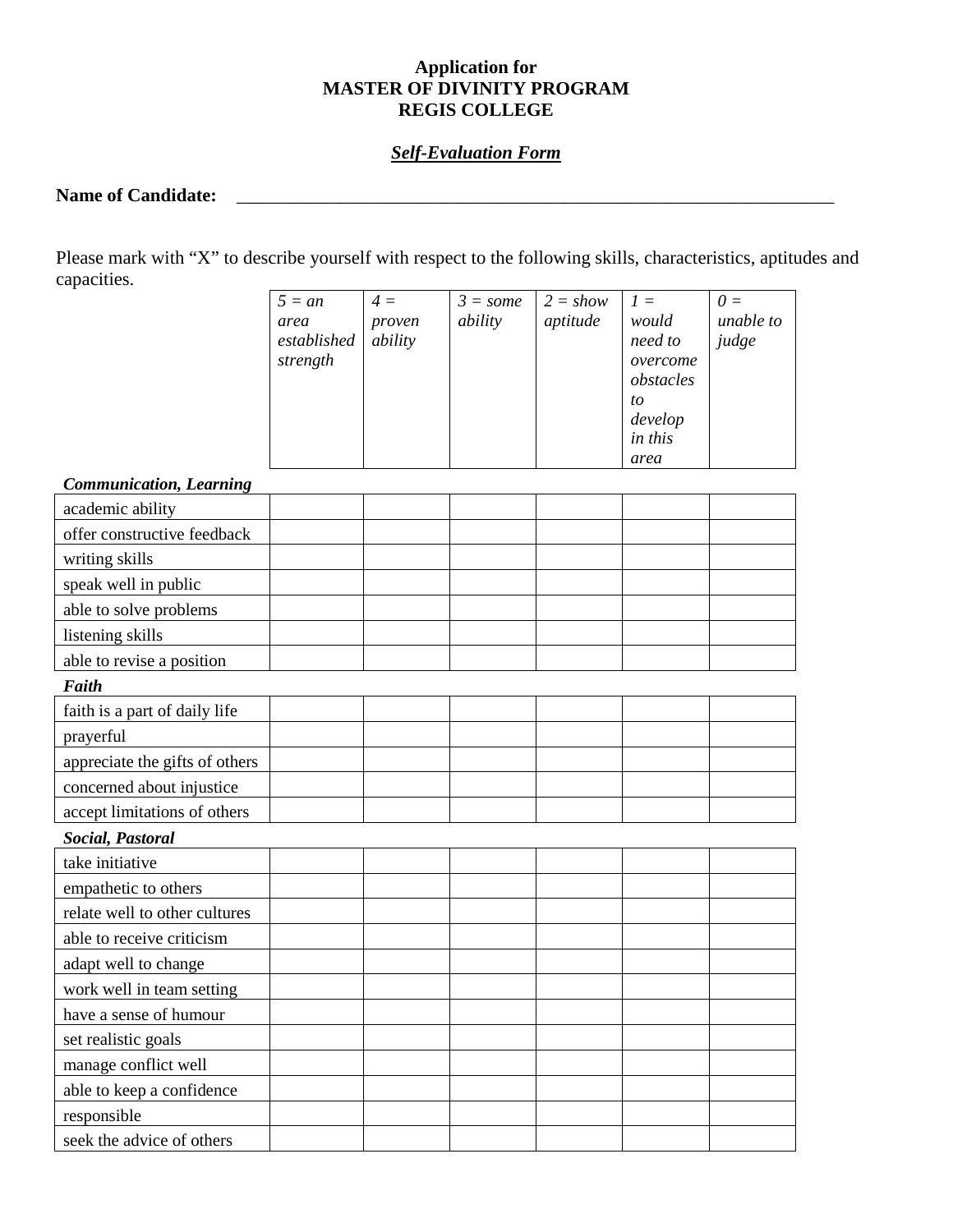**Application for**
**MASTER OF DIVINITY PROGRAM**
**REGIS COLLEGE**

***Self-Evaluation Form***

**Name of Candidate:** ____________________________________________________________________

Please mark with "X" to describe yourself with respect to the following skills, characteristics, aptitudes and capacities.

| | *5 = an area established strength* | *4 = proven ability* | *3 = some ability* | *2 = show aptitude* | *1 = would need to overcome obstacles to develop in this area* | *0 = unable to judge* |
|---|---|---|---|---|---|---|
| ***Communication, Learning*** | | | | | | |
| academic ability | | | | | | |
| offer constructive feedback | | | | | | |
| writing skills | | | | | | |
| speak well in public | | | | | | |
| able to solve problems | | | | | | |
| listening skills | | | | | | |
| able to revise a position | | | | | | |
| ***Faith*** | | | | | | |
| faith is a part of daily life | | | | | | |
| prayerful | | | | | | |
| appreciate the gifts of others | | | | | | |
| concerned about injustice | | | | | | |
| accept limitations of others | | | | | | |
| ***Social, Pastoral*** | | | | | | |
| take initiative | | | | | | |
| empathetic to others | | | | | | |
| relate well to other cultures | | | | | | |
| able to receive criticism | | | | | | |
| adapt well to change | | | | | | |
| work well in team setting | | | | | | |
| have a sense of humour | | | | | | |
| set realistic goals | | | | | | |
| manage conflict well | | | | | | |
| able to keep a confidence | | | | | | |
| responsible | | | | | | |
| seek the advice of others | | | | | | |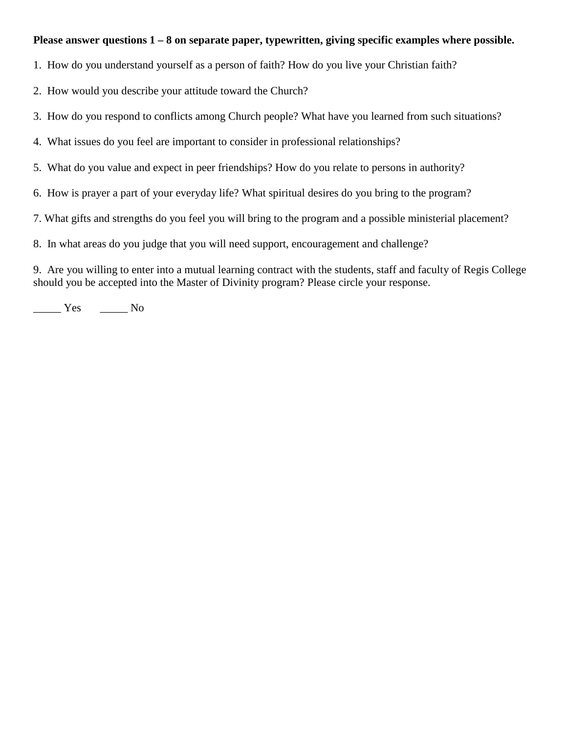**Please answer questions 1 – 8 on separate paper, typewritten, giving specific examples where possible.**

1. How do you understand yourself as a person of faith? How do you live your Christian faith?

2. How would you describe your attitude toward the Church?

3. How do you respond to conflicts among Church people? What have you learned from such situations?

4. What issues do you feel are important to consider in professional relationships?

5. What do you value and expect in peer friendships? How do you relate to persons in authority?

6. How is prayer a part of your everyday life? What spiritual desires do you bring to the program?

7. What gifts and strengths do you feel you will bring to the program and a possible ministerial placement?

8. In what areas do you judge that you will need support, encouragement and challenge?

9. Are you willing to enter into a mutual learning contract with the students, staff and faculty of Regis College should you be accepted into the Master of Divinity program? Please circle your response.

_____ Yes _____ No